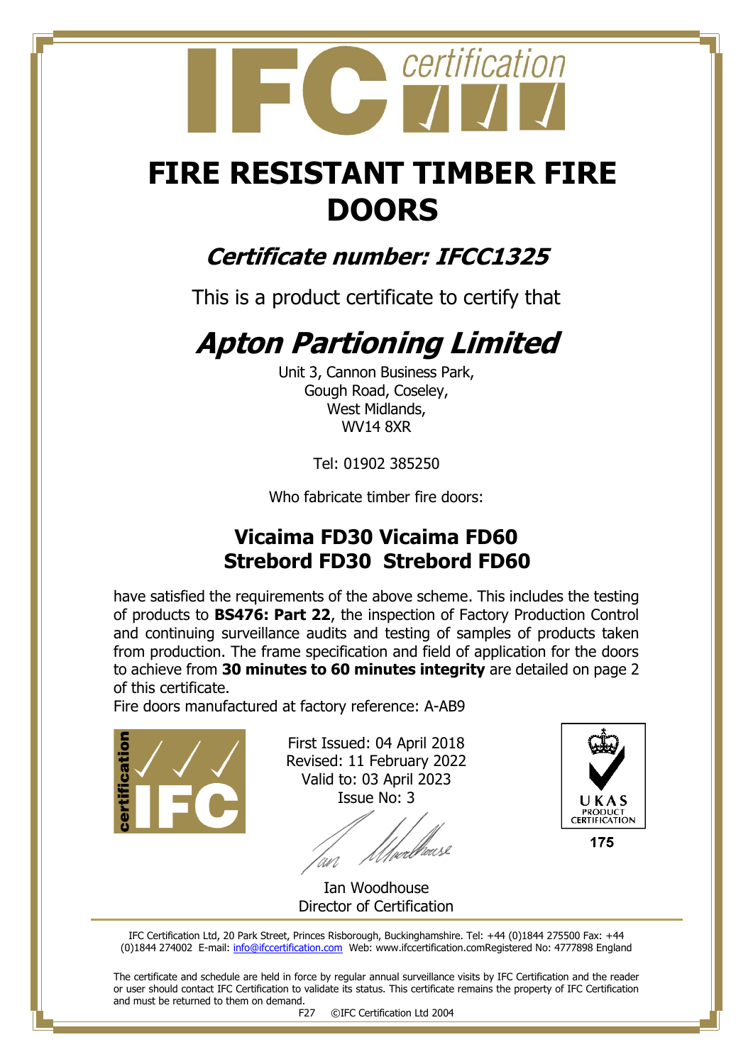# FIRE RESISTANT TIMBER FIRE DOORS

## *Certificate number: IFCC1325*

This is a product certificate to certify that

# *Apton Partioning Limited*

Unit 3, Cannon Business Park,
Gough Road, Coseley,
West Midlands,
WV14 8XR

Tel: 01902 385250

Who fabricate timber fire doors:

## Vicaima FD30 Vicaima FD60
## Strebord FD30 Strebord FD60

have satisfied the requirements of the above scheme. This includes the testing of products to **BS476: Part 22**, the inspection of Factory Production Control and continuing surveillance audits and testing of samples of products taken from production. The frame specification and field of application for the doors to achieve from **30 minutes to 60 minutes integrity** are detailed on page 2 of this certificate.

Fire doors manufactured at factory reference: A-AB9

First Issued: 04 April 2018
Revised: 11 February 2022
Valid to: 03 April 2023
Issue No: 3

Ian Woodhouse
Director of Certification

UKAS PRODUCT CERTIFICATION 175

IFC Certification Ltd, 20 Park Street, Princes Risborough, Buckinghamshire. Tel: +44 (0)1844 275500 Fax: +44 (0)1844 274002 E-mail: info@ifccertification.com Web: www.ifccertification.comRegistered No: 4777898 England

The certificate and schedule are held in force by regular annual surveillance visits by IFC Certification and the reader or user should contact IFC Certification to validate its status. This certificate remains the property of IFC Certification and must be returned to them on demand.

F27 ©IFC Certification Ltd 2004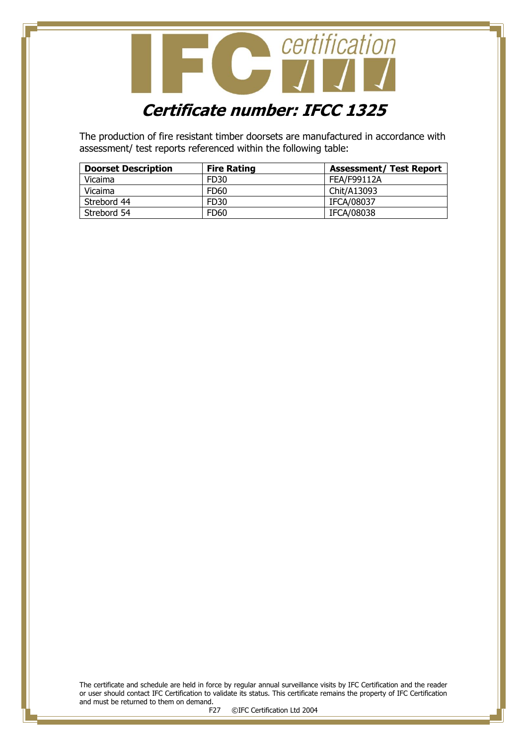# Certificate number: IFCC 1325

The production of fire resistant timber doorsets are manufactured in accordance with assessment/ test reports referenced within the following table:

| Doorset Description | Fire Rating | Assessment/ Test Report |
|---|---|---|
| Vicaima | FD30 | FEA/F99112A |
| Vicaima | FD60 | Chit/A13093 |
| Strebord 44 | FD30 | IFCA/08037 |
| Strebord 54 | FD60 | IFCA/08038 |

The certificate and schedule are held in force by regular annual surveillance visits by IFC Certification and the reader or user should contact IFC Certification to validate its status. This certificate remains the property of IFC Certification and must be returned to them on demand.

F27 ©IFC Certification Ltd 2004